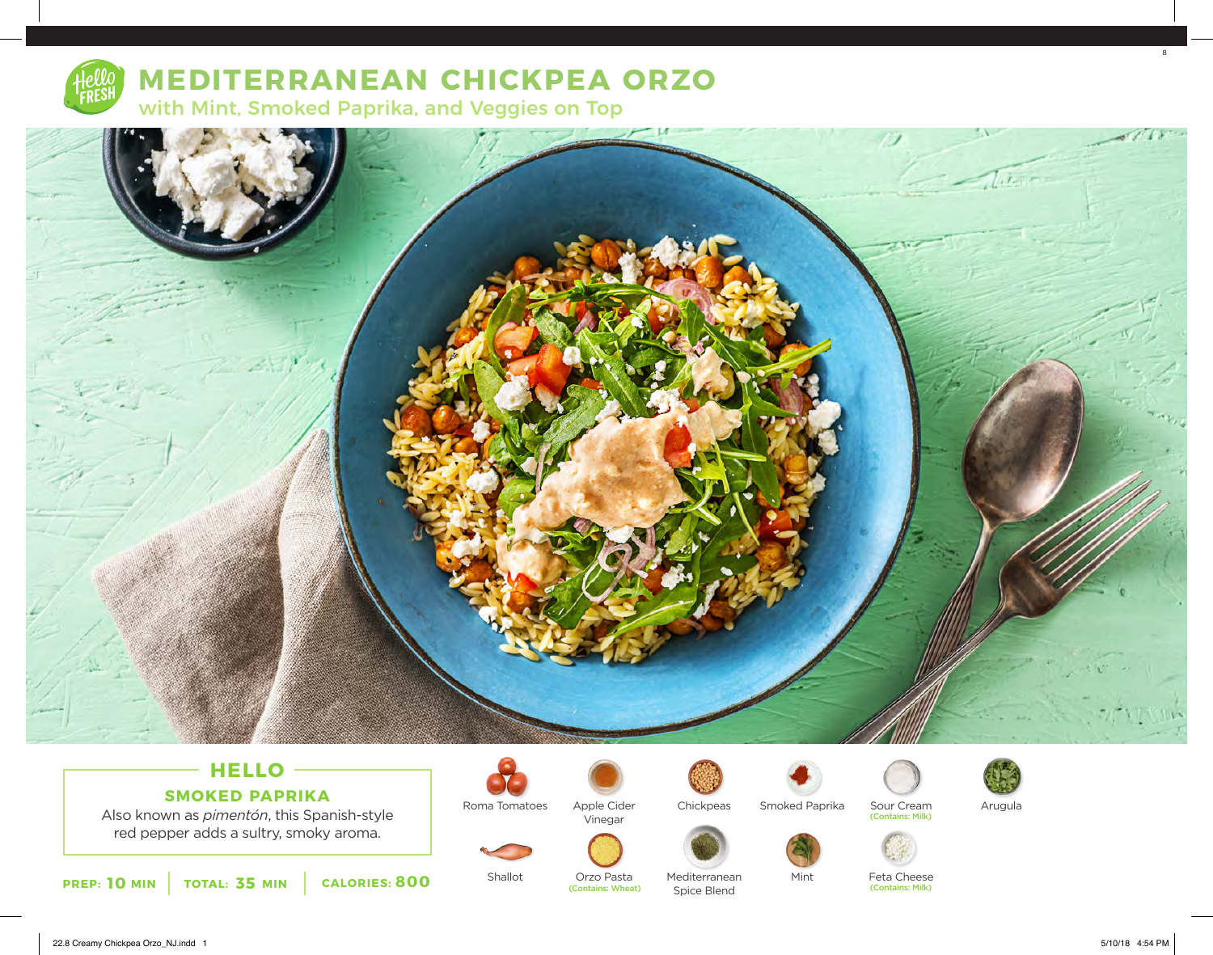# MEDITERRANEAN CHICKPEA ORZO

## with Mint, Smoked Paprika, and Veggies on Top

### HELLO

#### SMOKED PAPRIKA

Also known as *pimentón*, this Spanish-style red pepper adds a sultry, smoky aroma.

**PREP: 10 MIN** | **TOTAL: 35 MIN** | **CALORIES: 800**

- Roma Tomatoes
- Apple Cider Vinegar
- Chickpeas
- Smoked Paprika
- Sour Cream (Contains: Milk)
- Arugula
- Shallot
- Orzo Pasta (Contains: Wheat)
- Mediterranean Spice Blend
- Mint
- Feta Cheese (Contains: Milk)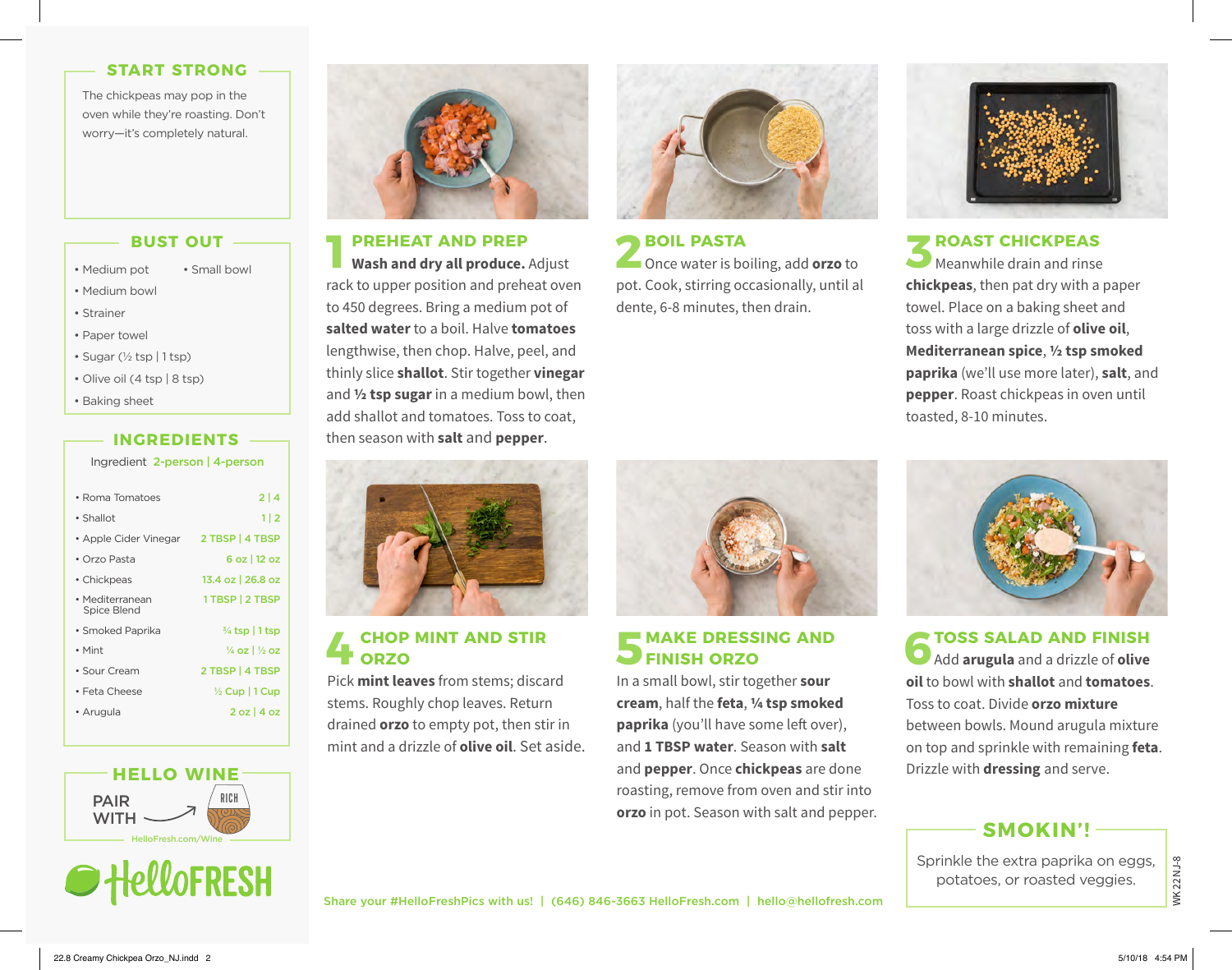## START STRONG

The chickpeas may pop in the oven while they're roasting. Don't worry—it's completely natural.

## BUST OUT

- Medium pot
- Small bowl
- Medium bowl
- Strainer
- Paper towel
- Sugar (½ tsp | 1 tsp)
- Olive oil (4 tsp | 8 tsp)
- Baking sheet

## INGREDIENTS

| Ingredient | 2-person \| 4-person |
| --- | --- |
| Roma Tomatoes | 2 \| 4 |
| Shallot | 1 \| 2 |
| Apple Cider Vinegar | 2 TBSP \| 4 TBSP |
| Orzo Pasta | 6 oz \| 12 oz |
| Chickpeas | 13.4 oz \| 26.8 oz |
| Mediterranean Spice Blend | 1 TBSP \| 2 TBSP |
| Smoked Paprika | ¾ tsp \| 1 tsp |
| Mint | ¼ oz \| ½ oz |
| Sour Cream | 2 TBSP \| 4 TBSP |
| Feta Cheese | ½ Cup \| 1 Cup |
| Arugula | 2 oz \| 4 oz |

## HELLO WINE

PAIR WITH → RICH

HelloFresh.com/Wine

HelloFRESH

## 1 PREHEAT AND PREP

**Wash and dry all produce.** Adjust rack to upper position and preheat oven to 450 degrees. Bring a medium pot of **salted water** to a boil. Halve **tomatoes** lengthwise, then chop. Halve, peel, and thinly slice **shallot**. Stir together **vinegar** and **½ tsp sugar** in a medium bowl, then add shallot and tomatoes. Toss to coat, then season with **salt** and **pepper**.

## 2 BOIL PASTA

Once water is boiling, add **orzo** to pot. Cook, stirring occasionally, until al dente, 6-8 minutes, then drain.

## 3 ROAST CHICKPEAS

Meanwhile drain and rinse **chickpeas**, then pat dry with a paper towel. Place on a baking sheet and toss with a large drizzle of **olive oil**, **Mediterranean spice**, **½ tsp smoked paprika** (we'll use more later), **salt**, and **pepper**. Roast chickpeas in oven until toasted, 8-10 minutes.

## 4 CHOP MINT AND STIR ORZO

Pick **mint leaves** from stems; discard stems. Roughly chop leaves. Return drained **orzo** to empty pot, then stir in mint and a drizzle of **olive oil**. Set aside.

## 5 MAKE DRESSING AND FINISH ORZO

In a small bowl, stir together **sour cream**, half the **feta**, **¼ tsp smoked paprika** (you'll have some left over), and **1 TBSP water**. Season with **salt** and **pepper**. Once **chickpeas** are done roasting, remove from oven and stir into **orzo** in pot. Season with salt and pepper.

## 6 TOSS SALAD AND FINISH

Add **arugula** and a drizzle of **olive oil** to bowl with **shallot** and **tomatoes**. Toss to coat. Divide **orzo mixture** between bowls. Mound arugula mixture on top and sprinkle with remaining **feta**. Drizzle with **dressing** and serve.

## SMOKIN'!

Sprinkle the extra paprika on eggs, potatoes, or roasted veggies.

WK22NJ-8

Share your #HelloFreshPics with us! | (646) 846-3663 HelloFresh.com | hello@hellofresh.com